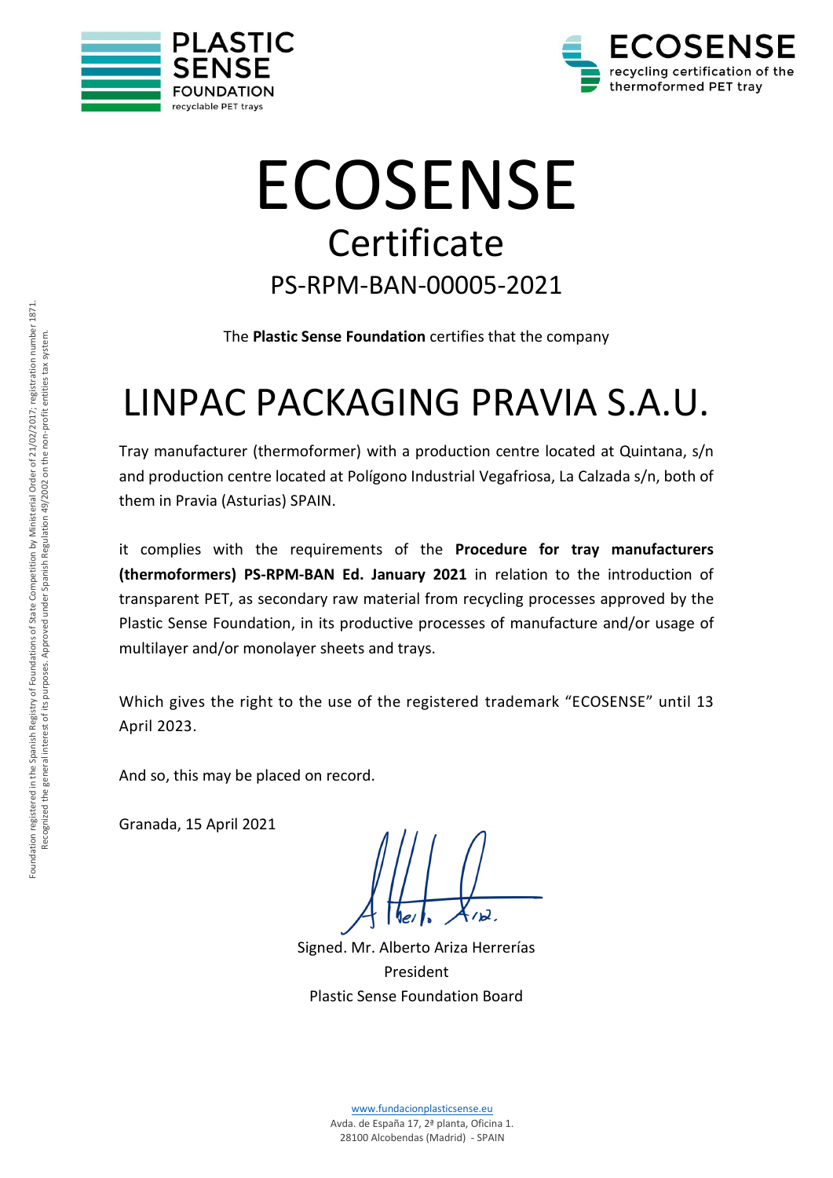PLASTIC SENSE FOUNDATION
recyclable PET trays

ECOSENSE
recycling certification of the thermoformed PET tray

# ECOSENSE

## Certificate

### PS-RPM-BAN-00005-2021

The **Plastic Sense Foundation** certifies that the company

# LINPAC PACKAGING PRAVIA S.A.U.

Tray manufacturer (thermoformer) with a production centre located at Quintana, s/n and production centre located at Polígono Industrial Vegafriosa, La Calzada s/n, both of them in Pravia (Asturias) SPAIN.

it complies with the requirements of the **Procedure for tray manufacturers (thermoformers) PS-RPM-BAN Ed. January 2021** in relation to the introduction of transparent PET, as secondary raw material from recycling processes approved by the Plastic Sense Foundation, in its productive processes of manufacture and/or usage of multilayer and/or monolayer sheets and trays.

Which gives the right to the use of the registered trademark "ECOSENSE" until 13 April 2023.

And so, this may be placed on record.

Granada, 15 April 2021

Signed. Mr. Alberto Ariza Herrerías
President
Plastic Sense Foundation Board

Foundation registered in the Spanish Registry of Foundations of State Competition by Ministerial Order of 21/02/2017; registration number 1871.
Recognized the general interest of its purposes. Approved under Spanish Regulation 49/2002 on the non-profit entities tax system.

www.fundacionplasticsense.eu
Avda. de España 17, 2ª planta, Oficina 1.
28100 Alcobendas (Madrid) - SPAIN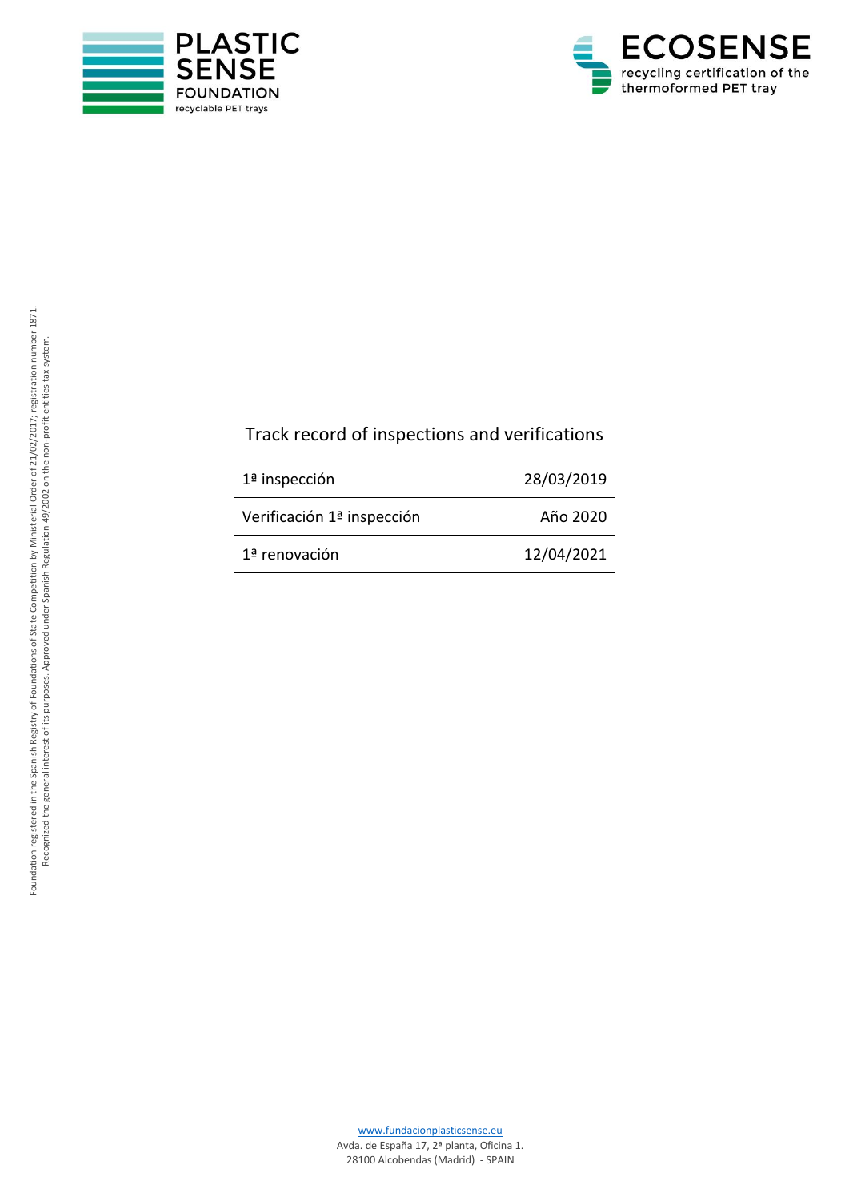## Track record of inspections and verifications

| | |
|---|---|
| 1ª inspección | 28/03/2019 |
| Verificación 1ª inspección | Año 2020 |
| 1ª renovación | 12/04/2021 |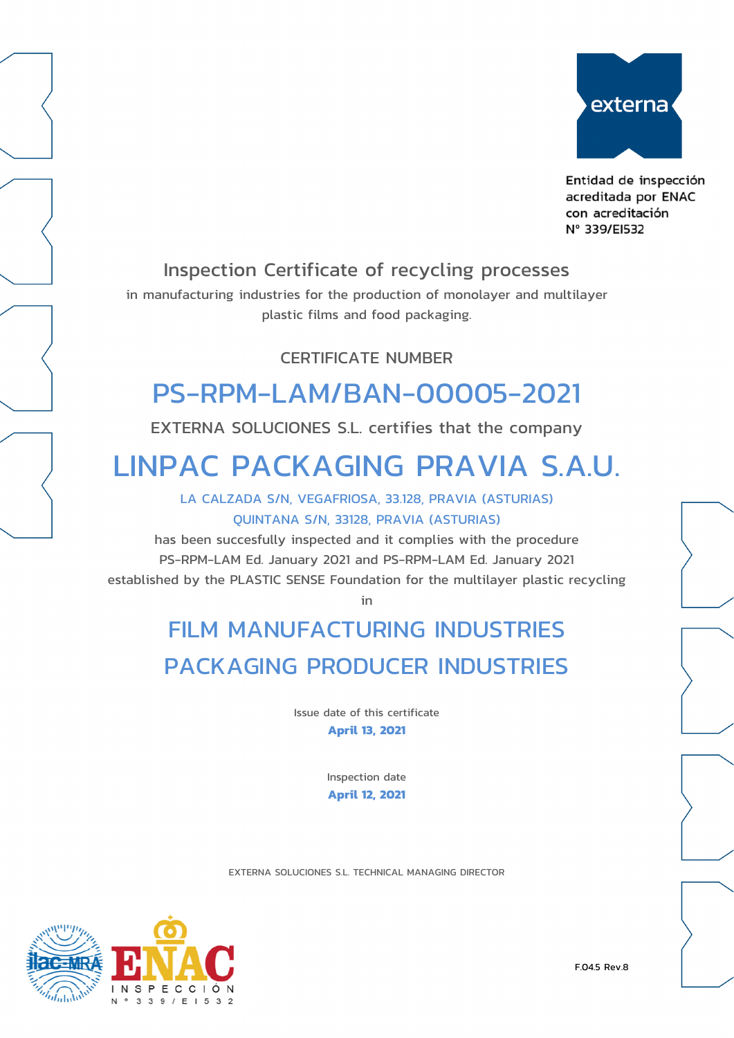externa

Entidad de inspección acreditada por ENAC con acreditación Nº 339/EI532

# Inspection Certificate of recycling processes

in manufacturing industries for the production of monolayer and multilayer plastic films and food packaging.

CERTIFICATE NUMBER

## PS-RPM-LAM/BAN-00005-2021

EXTERNA SOLUCIONES S.L. certifies that the company

## LINPAC PACKAGING PRAVIA S.A.U.

LA CALZADA S/N, VEGAFRIOSA, 33.128, PRAVIA (ASTURIAS)
QUINTANA S/N, 33128, PRAVIA (ASTURIAS)

has been succesfully inspected and it complies with the procedure PS-RPM-LAM Ed. January 2021 and PS-RPM-LAM Ed. January 2021 established by the PLASTIC SENSE Foundation for the multilayer plastic recycling in

## FILM MANUFACTURING INDUSTRIES
## PACKAGING PRODUCER INDUSTRIES

Issue date of this certificate
**April 13, 2021**

Inspection date
**April 12, 2021**

EXTERNA SOLUCIONES S.L. TECHNICAL MANAGING DIRECTOR

ilac-MRA

ENAC
INSPECCIÓN
Nº 339/EI532

F.04.5 Rev.8